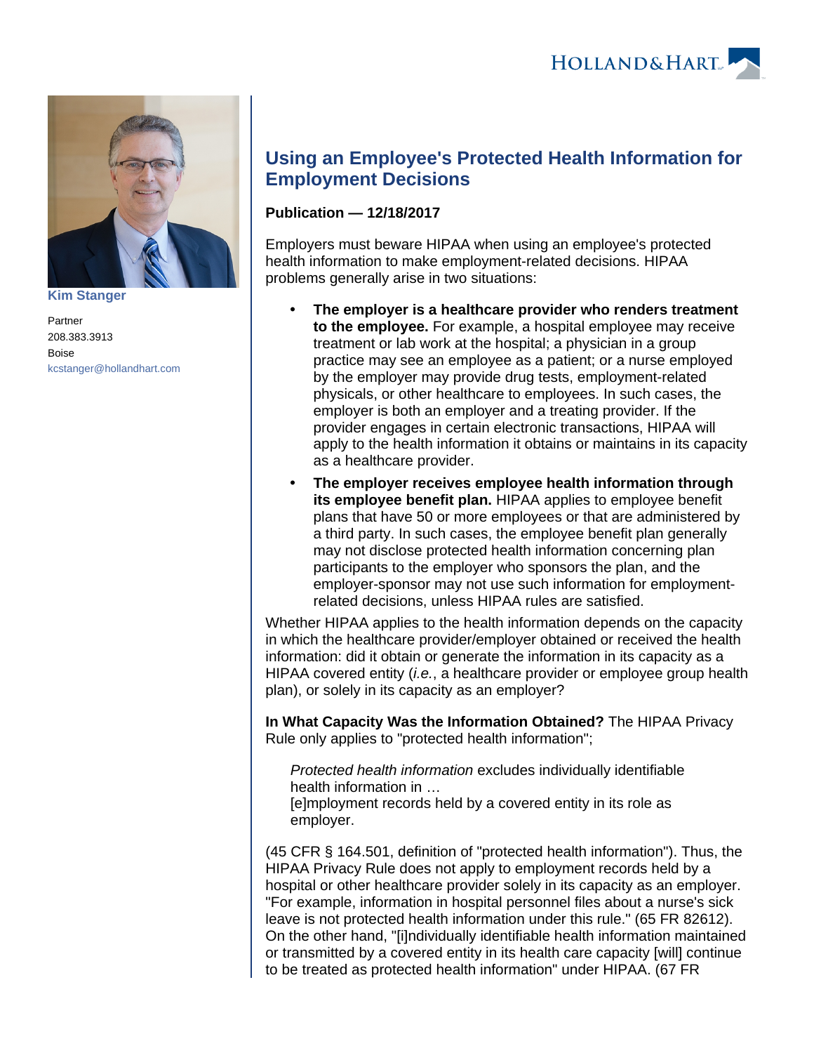Kim Stanger

Partner

208.383.3913

Boise

kcstanger@hollandhart.com

# Using an Employee's Protected Health Information for Employment Decisions

**Publication — 12/18/2017**

Employers must beware HIPAA when using an employee's protected health information to make employment-related decisions. HIPAA problems generally arise in two situations:

- **The employer is a healthcare provider who renders treatment to the employee.** For example, a hospital employee may receive treatment or lab work at the hospital; a physician in a group practice may see an employee as a patient; or a nurse employed by the employer may provide drug tests, employment-related physicals, or other healthcare to employees. In such cases, the employer is both an employer and a treating provider. If the provider engages in certain electronic transactions, HIPAA will apply to the health information it obtains or maintains in its capacity as a healthcare provider.
- **The employer receives employee health information through its employee benefit plan.** HIPAA applies to employee benefit plans that have 50 or more employees or that are administered by a third party. In such cases, the employee benefit plan generally may not disclose protected health information concerning plan participants to the employer who sponsors the plan, and the employer-sponsor may not use such information for employment-related decisions, unless HIPAA rules are satisfied.

Whether HIPAA applies to the health information depends on the capacity in which the healthcare provider/employer obtained or received the health information: did it obtain or generate the information in its capacity as a HIPAA covered entity (*i.e.*, a healthcare provider or employee group health plan), or solely in its capacity as an employer?

**In What Capacity Was the Information Obtained?** The HIPAA Privacy Rule only applies to "protected health information";

> *Protected health information* excludes individually identifiable health information in …
> [e]mployment records held by a covered entity in its role as employer.

(45 CFR § 164.501, definition of "protected health information"). Thus, the HIPAA Privacy Rule does not apply to employment records held by a hospital or other healthcare provider solely in its capacity as an employer. "For example, information in hospital personnel files about a nurse's sick leave is not protected health information under this rule." (65 FR 82612). On the other hand, "[i]ndividually identifiable health information maintained or transmitted by a covered entity in its health care capacity [will] continue to be treated as protected health information" under HIPAA. (67 FR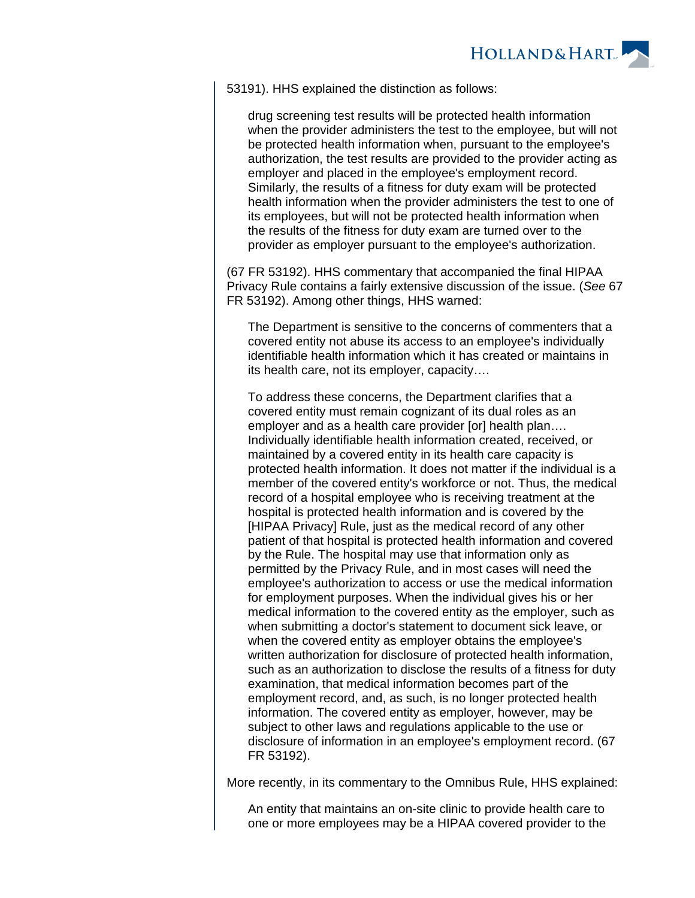53191). HHS explained the distinction as follows:

> drug screening test results will be protected health information when the provider administers the test to the employee, but will not be protected health information when, pursuant to the employee's authorization, the test results are provided to the provider acting as employer and placed in the employee's employment record. Similarly, the results of a fitness for duty exam will be protected health information when the provider administers the test to one of its employees, but will not be protected health information when the results of the fitness for duty exam are turned over to the provider as employer pursuant to the employee's authorization.

(67 FR 53192). HHS commentary that accompanied the final HIPAA Privacy Rule contains a fairly extensive discussion of the issue. (*See* 67 FR 53192). Among other things, HHS warned:

> The Department is sensitive to the concerns of commenters that a covered entity not abuse its access to an employee's individually identifiable health information which it has created or maintains in its health care, not its employer, capacity….
>
> To address these concerns, the Department clarifies that a covered entity must remain cognizant of its dual roles as an employer and as a health care provider [or] health plan…. Individually identifiable health information created, received, or maintained by a covered entity in its health care capacity is protected health information. It does not matter if the individual is a member of the covered entity's workforce or not. Thus, the medical record of a hospital employee who is receiving treatment at the hospital is protected health information and is covered by the [HIPAA Privacy] Rule, just as the medical record of any other patient of that hospital is protected health information and covered by the Rule. The hospital may use that information only as permitted by the Privacy Rule, and in most cases will need the employee's authorization to access or use the medical information for employment purposes. When the individual gives his or her medical information to the covered entity as the employer, such as when submitting a doctor's statement to document sick leave, or when the covered entity as employer obtains the employee's written authorization for disclosure of protected health information, such as an authorization to disclose the results of a fitness for duty examination, that medical information becomes part of the employment record, and, as such, is no longer protected health information. The covered entity as employer, however, may be subject to other laws and regulations applicable to the use or disclosure of information in an employee's employment record. (67 FR 53192).

More recently, in its commentary to the Omnibus Rule, HHS explained:

> An entity that maintains an on-site clinic to provide health care to one or more employees may be a HIPAA covered provider to the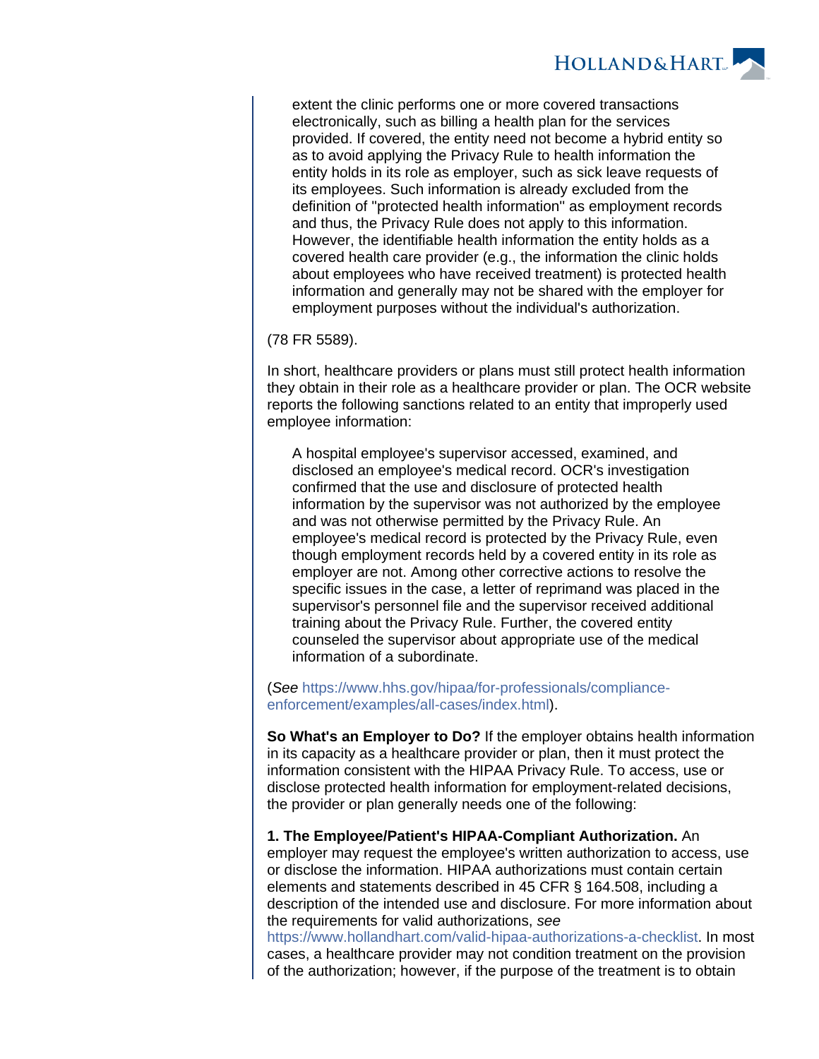> extent the clinic performs one or more covered transactions electronically, such as billing a health plan for the services provided. If covered, the entity need not become a hybrid entity so as to avoid applying the Privacy Rule to health information the entity holds in its role as employer, such as sick leave requests of its employees. Such information is already excluded from the definition of "protected health information" as employment records and thus, the Privacy Rule does not apply to this information. However, the identifiable health information the entity holds as a covered health care provider (e.g., the information the clinic holds about employees who have received treatment) is protected health information and generally may not be shared with the employer for employment purposes without the individual's authorization.

(78 FR 5589).

In short, healthcare providers or plans must still protect health information they obtain in their role as a healthcare provider or plan. The OCR website reports the following sanctions related to an entity that improperly used employee information:

> A hospital employee's supervisor accessed, examined, and disclosed an employee's medical record. OCR's investigation confirmed that the use and disclosure of protected health information by the supervisor was not authorized by the employee and was not otherwise permitted by the Privacy Rule. An employee's medical record is protected by the Privacy Rule, even though employment records held by a covered entity in its role as employer are not. Among other corrective actions to resolve the specific issues in the case, a letter of reprimand was placed in the supervisor's personnel file and the supervisor received additional training about the Privacy Rule. Further, the covered entity counseled the supervisor about appropriate use of the medical information of a subordinate.

(*See* https://www.hhs.gov/hipaa/for-professionals/compliance-enforcement/examples/all-cases/index.html).

**So What's an Employer to Do?** If the employer obtains health information in its capacity as a healthcare provider or plan, then it must protect the information consistent with the HIPAA Privacy Rule. To access, use or disclose protected health information for employment-related decisions, the provider or plan generally needs one of the following:

**1. The Employee/Patient's HIPAA-Compliant Authorization.** An employer may request the employee's written authorization to access, use or disclose the information. HIPAA authorizations must contain certain elements and statements described in 45 CFR § 164.508, including a description of the intended use and disclosure. For more information about the requirements for valid authorizations, *see* https://www.hollandhart.com/valid-hipaa-authorizations-a-checklist. In most cases, a healthcare provider may not condition treatment on the provision of the authorization; however, if the purpose of the treatment is to obtain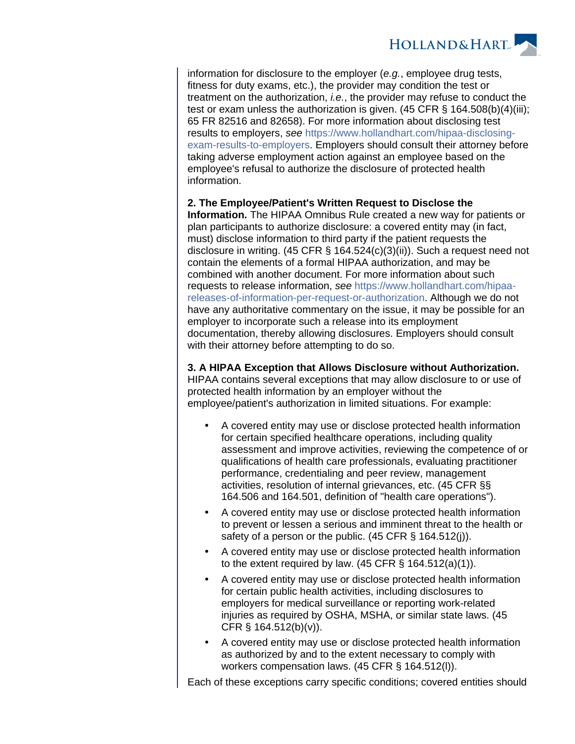information for disclosure to the employer (*e.g.*, employee drug tests, fitness for duty exams, etc.), the provider may condition the test or treatment on the authorization, *i.e.*, the provider may refuse to conduct the test or exam unless the authorization is given. (45 CFR § 164.508(b)(4)(iii); 65 FR 82516 and 82658). For more information about disclosing test results to employers, *see* https://www.hollandhart.com/hipaa-disclosing-exam-results-to-employers. Employers should consult their attorney before taking adverse employment action against an employee based on the employee's refusal to authorize the disclosure of protected health information.

**2. The Employee/Patient's Written Request to Disclose the Information.** The HIPAA Omnibus Rule created a new way for patients or plan participants to authorize disclosure: a covered entity may (in fact, must) disclose information to third party if the patient requests the disclosure in writing. (45 CFR § 164.524(c)(3)(ii)). Such a request need not contain the elements of a formal HIPAA authorization, and may be combined with another document. For more information about such requests to release information, *see* https://www.hollandhart.com/hipaa-releases-of-information-per-request-or-authorization. Although we do not have any authoritative commentary on the issue, it may be possible for an employer to incorporate such a release into its employment documentation, thereby allowing disclosures. Employers should consult with their attorney before attempting to do so.

**3. A HIPAA Exception that Allows Disclosure without Authorization.** HIPAA contains several exceptions that may allow disclosure to or use of protected health information by an employer without the employee/patient's authorization in limited situations. For example:

- A covered entity may use or disclose protected health information for certain specified healthcare operations, including quality assessment and improve activities, reviewing the competence of or qualifications of health care professionals, evaluating practitioner performance, credentialing and peer review, management activities, resolution of internal grievances, etc. (45 CFR §§ 164.506 and 164.501, definition of "health care operations").
- A covered entity may use or disclose protected health information to prevent or lessen a serious and imminent threat to the health or safety of a person or the public. (45 CFR § 164.512(j)).
- A covered entity may use or disclose protected health information to the extent required by law. (45 CFR § 164.512(a)(1)).
- A covered entity may use or disclose protected health information for certain public health activities, including disclosures to employers for medical surveillance or reporting work-related injuries as required by OSHA, MSHA, or similar state laws. (45 CFR § 164.512(b)(v)).
- A covered entity may use or disclose protected health information as authorized by and to the extent necessary to comply with workers compensation laws. (45 CFR § 164.512(l)).

Each of these exceptions carry specific conditions; covered entities should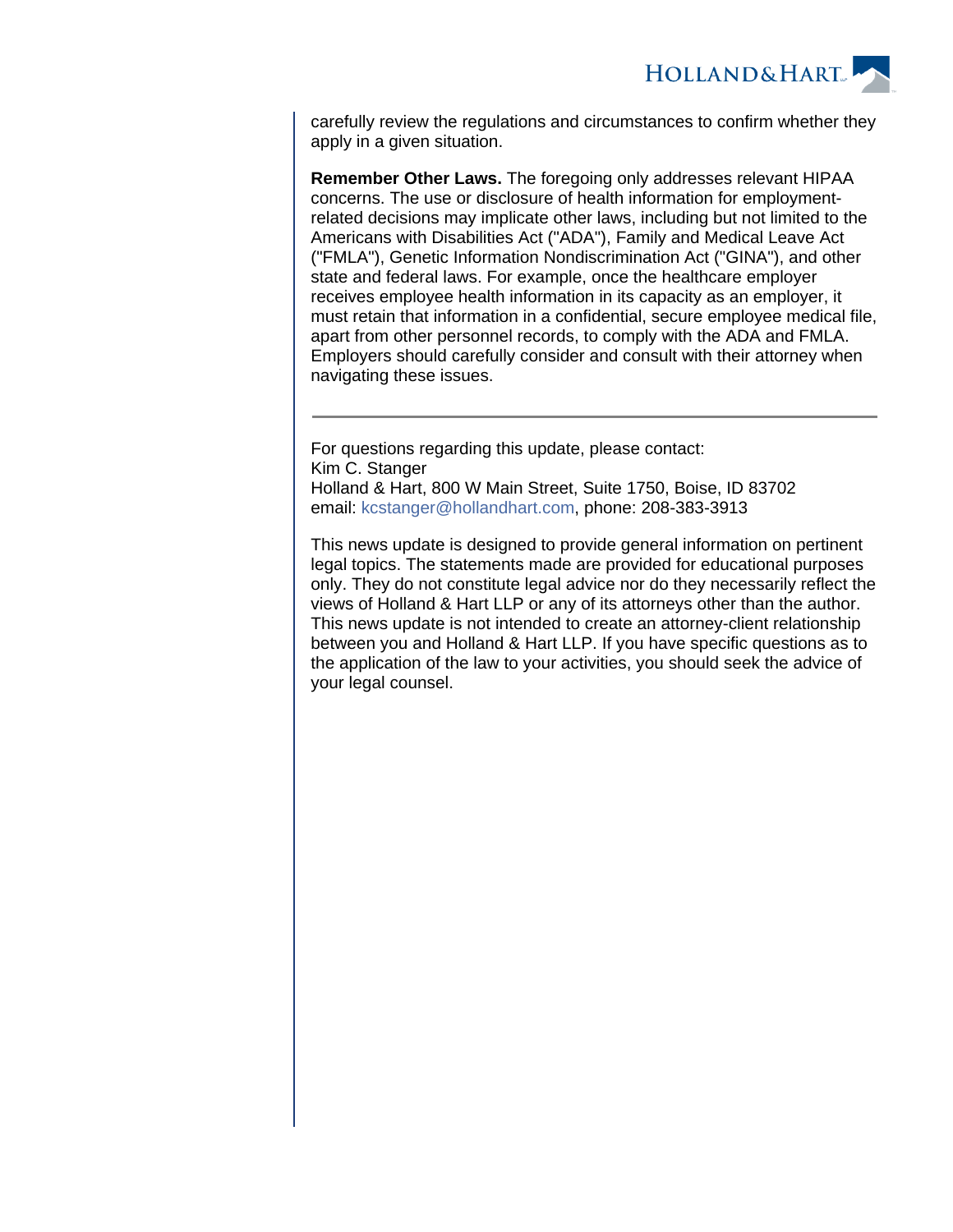carefully review the regulations and circumstances to confirm whether they apply in a given situation.

**Remember Other Laws.** The foregoing only addresses relevant HIPAA concerns. The use or disclosure of health information for employment-related decisions may implicate other laws, including but not limited to the Americans with Disabilities Act ("ADA"), Family and Medical Leave Act ("FMLA"), Genetic Information Nondiscrimination Act ("GINA"), and other state and federal laws. For example, once the healthcare employer receives employee health information in its capacity as an employer, it must retain that information in a confidential, secure employee medical file, apart from other personnel records, to comply with the ADA and FMLA. Employers should carefully consider and consult with their attorney when navigating these issues.

---

For questions regarding this update, please contact:
Kim C. Stanger
Holland & Hart, 800 W Main Street, Suite 1750, Boise, ID 83702
email: kcstanger@hollandhart.com, phone: 208-383-3913

This news update is designed to provide general information on pertinent legal topics. The statements made are provided for educational purposes only. They do not constitute legal advice nor do they necessarily reflect the views of Holland & Hart LLP or any of its attorneys other than the author. This news update is not intended to create an attorney-client relationship between you and Holland & Hart LLP. If you have specific questions as to the application of the law to your activities, you should seek the advice of your legal counsel.